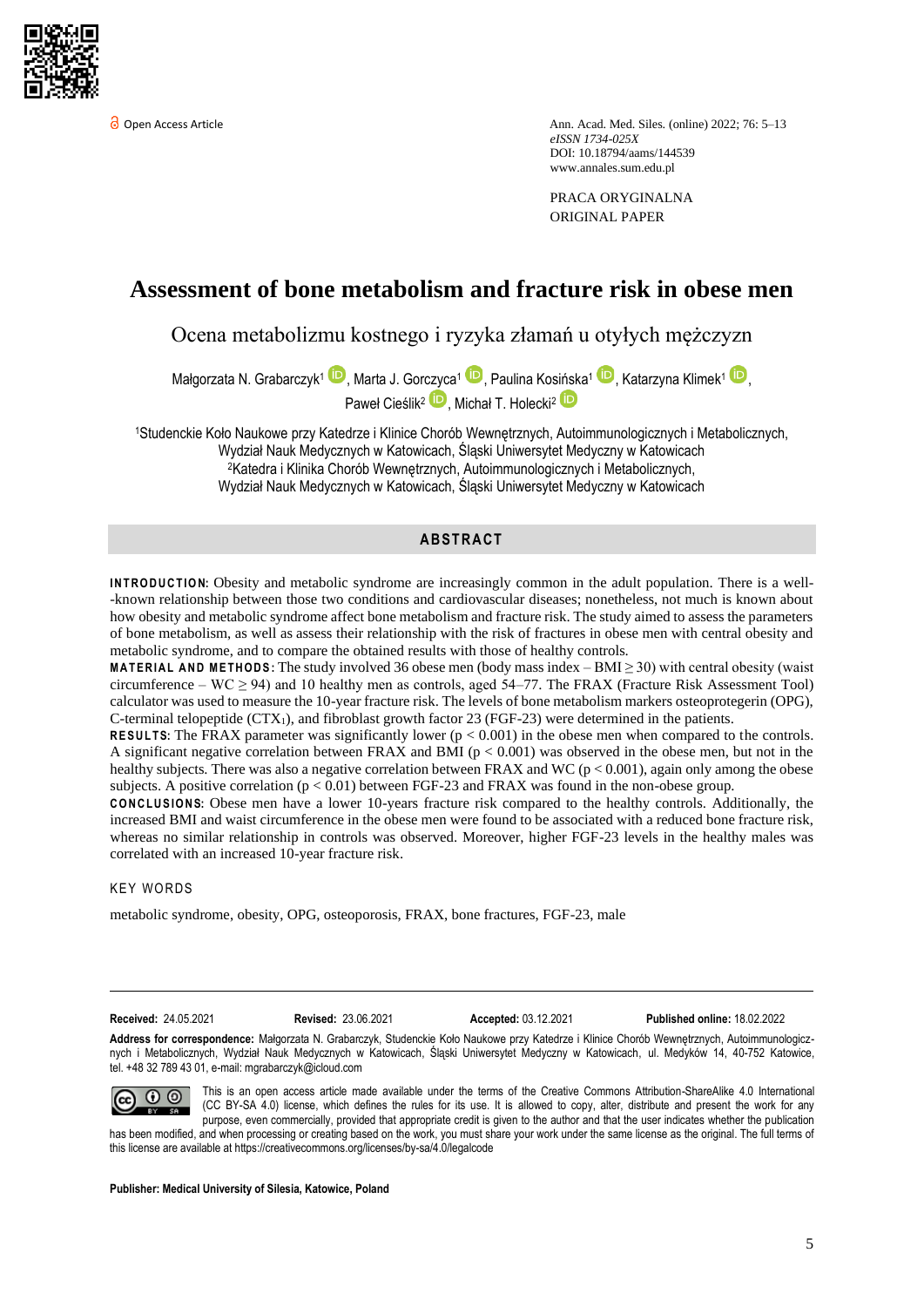Open Access Article

Ann. Acad. Med. Siles. (online) 2022; 76: 5–13
*eISSN 1734-025X*
DOI: 10.18794/aams/144539
www.annales.sum.edu.pl

PRACA ORYGINALNA
ORIGINAL PAPER

# Assessment of bone metabolism and fracture risk in obese men

## Ocena metabolizmu kostnego i ryzyka złamań u otyłych mężczyzn

Małgorzata N. Grabarczyk[1], Marta J. Gorczyca[1], Paulina Kosińska[1], Katarzyna Klimek[1], Paweł Cieślik[2], Michał T. Holecki[2]

[1]Studenckie Koło Naukowe przy Katedrze i Klinice Chorób Wewnętrznych, Autoimmunologicznych i Metabolicznych, Wydział Nauk Medycznych w Katowicach, Śląski Uniwersytet Medyczny w Katowicach
[2]Katedra i Klinika Chorób Wewnętrznych, Autoimmunologicznych i Metabolicznych, Wydział Nauk Medycznych w Katowicach, Śląski Uniwersytet Medyczny w Katowicach

## ABSTRACT

**INTRODUCTION:** Obesity and metabolic syndrome are increasingly common in the adult population. There is a well-known relationship between those two conditions and cardiovascular diseases; nonetheless, not much is known about how obesity and metabolic syndrome affect bone metabolism and fracture risk. The study aimed to assess the parameters of bone metabolism, as well as assess their relationship with the risk of fractures in obese men with central obesity and metabolic syndrome, and to compare the obtained results with those of healthy controls.

**MATERIAL AND METHODS:** The study involved 36 obese men (body mass index – BMI $\geq 30$) with central obesity (waist circumference – WC $\geq 94$) and 10 healthy men as controls, aged 54–77. The FRAX (Fracture Risk Assessment Tool) calculator was used to measure the 10-year fracture risk. The levels of bone metabolism markers osteoprotegerin (OPG), C-terminal telopeptide ($CTX_1$), and fibroblast growth factor 23 (FGF-23) were determined in the patients.

**RESULTS:** The FRAX parameter was significantly lower ($p < 0.001$) in the obese men when compared to the controls. A significant negative correlation between FRAX and BMI ($p < 0.001$) was observed in the obese men, but not in the healthy subjects. There was also a negative correlation between FRAX and WC ($p < 0.001$), again only among the obese subjects. A positive correlation ($p < 0.01$) between FGF-23 and FRAX was found in the non-obese group.

**CONCLUSIONS:** Obese men have a lower 10-years fracture risk compared to the healthy controls. Additionally, the increased BMI and waist circumference in the obese men were found to be associated with a reduced bone fracture risk, whereas no similar relationship in controls was observed. Moreover, higher FGF-23 levels in the healthy males was correlated with an increased 10-year fracture risk.

### KEY WORDS

metabolic syndrome, obesity, OPG, osteoporosis, FRAX, bone fractures, FGF-23, male

---

**Received:** 24.05.2021 **Revised:** 23.06.2021 **Accepted:** 03.12.2021 **Published online:** 18.02.2022

**Address for correspondence:** Małgorzata N. Grabarczyk, Studenckie Koło Naukowe przy Katedrze i Klinice Chorób Wewnętrznych, Autoimmunologicznych i Metabolicznych, Wydział Nauk Medycznych w Katowicach, Śląski Uniwersytet Medyczny w Katowicach, ul. Medyków 14, 40-752 Katowice, tel. +48 32 789 43 01, e-mail: mgrabarczyk@icloud.com

This is an open access article made available under the terms of the Creative Commons Attribution-ShareAlike 4.0 International (CC BY-SA 4.0) license, which defines the rules for its use. It is allowed to copy, alter, distribute and present the work for any purpose, even commercially, provided that appropriate credit is given to the author and that the user indicates whether the publication has been modified, and when processing or creating based on the work, you must share your work under the same license as the original. The full terms of this license are available at https://creativecommons.org/licenses/by-sa/4.0/legalcode

**Publisher: Medical University of Silesia, Katowice, Poland**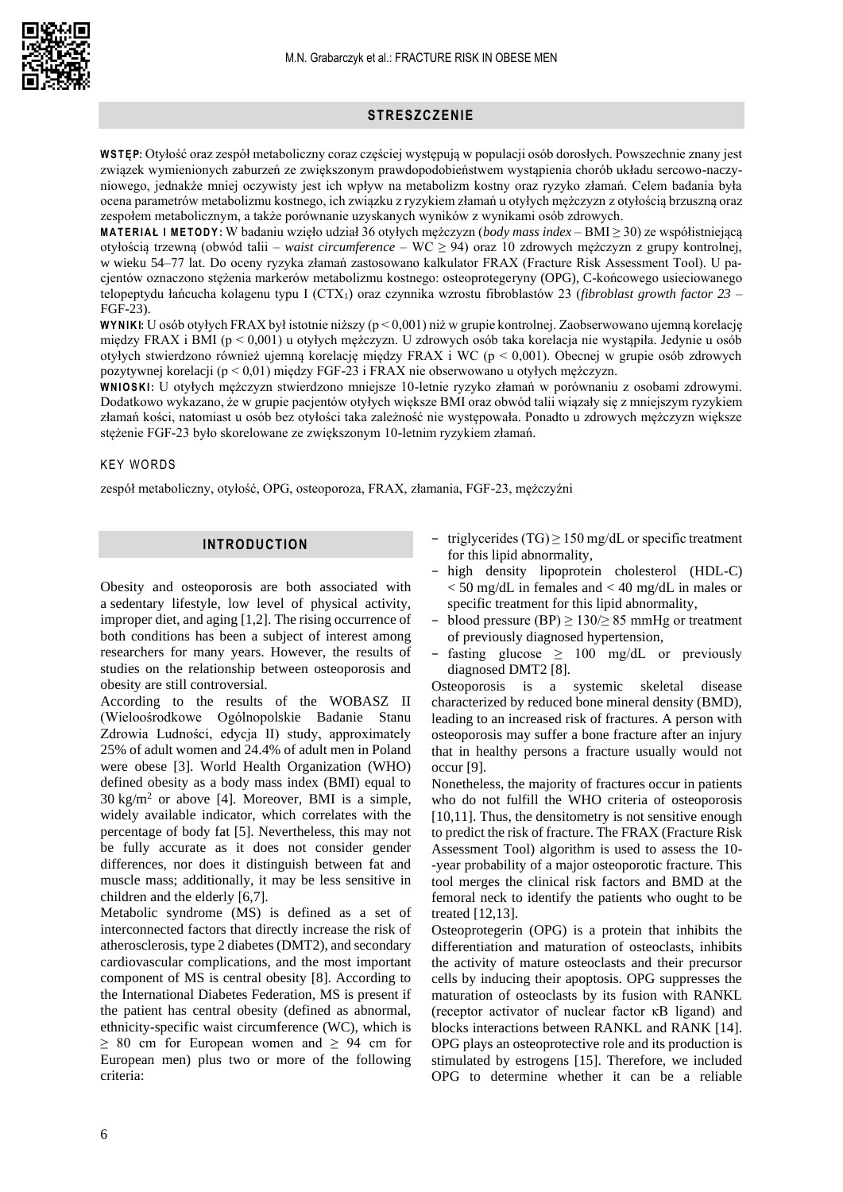## STRESZCZENIE

**WSTĘP:** Otyłość oraz zespół metaboliczny coraz częściej występują w populacji osób dorosłych. Powszechnie znany jest związek wymienionych zaburzeń ze zwiększonym prawdopodobieństwem wystąpienia chorób układu sercowo-naczyniowego, jednakże mniej oczywisty jest ich wpływ na metabolizm kostny oraz ryzyko złamań. Celem badania była ocena parametrów metabolizmu kostnego, ich związku z ryzykiem złamań u otyłych mężczyzn z otyłością brzuszną oraz zespołem metabolicznym, a także porównanie uzyskanych wyników z wynikami osób zdrowych.

**MATERIAŁ I METODY:** W badaniu wzięło udział 36 otyłych mężczyzn (*body mass index* – BMI ≥ 30) ze współistniejącą otyłością trzewną (obwód talii – *waist circumference* – WC ≥ 94) oraz 10 zdrowych mężczyzn z grupy kontrolnej, w wieku 54–77 lat. Do oceny ryzyka złamań zastosowano kalkulator FRAX (Fracture Risk Assessment Tool). U pacjentów oznaczono stężenia markerów metabolizmu kostnego: osteoprotegeryny (OPG), C-końcowego usieciowanego telopeptydu łańcucha kolagenu typu I ($CTX_1$) oraz czynnika wzrostu fibroblastów 23 (*fibroblast growth factor 23* – FGF-23).

**WYNIKI:** U osób otyłych FRAX był istotnie niższy ($p < 0{,}001$) niż w grupie kontrolnej. Zaobserwowano ujemną korelację między FRAX i BMI ($p < 0{,}001$) u otyłych mężczyzn. U zdrowych osób taka korelacja nie wystąpiła. Jedynie u osób otyłych stwierdzono również ujemną korelację między FRAX i WC ($p < 0{,}001$). Obecnej w grupie osób zdrowych pozytywnej korelacji ($p < 0{,}01$) między FGF-23 i FRAX nie obserwowano u otyłych mężczyzn.

**WNIOSKI:** U otyłych mężczyzn stwierdzono mniejsze 10-letnie ryzyko złamań w porównaniu z osobami zdrowymi. Dodatkowo wykazano, że w grupie pacjentów otyłych większe BMI oraz obwód talii wiązały się z mniejszym ryzykiem złamań kości, natomiast u osób bez otyłości taka zależność nie występowała. Ponadto u zdrowych mężczyzn większe stężenie FGF-23 było skorelowane ze zwiększonym 10-letnim ryzykiem złamań.

KEY WORDS

zespół metaboliczny, otyłość, OPG, osteoporoza, FRAX, złamania, FGF-23, mężczyźni

## INTRODUCTION

Obesity and osteoporosis are both associated with a sedentary lifestyle, low level of physical activity, improper diet, and aging [1,2]. The rising occurrence of both conditions has been a subject of interest among researchers for many years. However, the results of studies on the relationship between osteoporosis and obesity are still controversial.

According to the results of the WOBASZ II (Wieloośrodkowe Ogólnopolskie Badanie Stanu Zdrowia Ludności, edycja II) study, approximately 25% of adult women and 24.4% of adult men in Poland were obese [3]. World Health Organization (WHO) defined obesity as a body mass index (BMI) equal to 30 $kg/m^2$ or above [4]. Moreover, BMI is a simple, widely available indicator, which correlates with the percentage of body fat [5]. Nevertheless, this may not be fully accurate as it does not consider gender differences, nor does it distinguish between fat and muscle mass; additionally, it may be less sensitive in children and the elderly [6,7].

Metabolic syndrome (MS) is defined as a set of interconnected factors that directly increase the risk of atherosclerosis, type 2 diabetes (DMT2), and secondary cardiovascular complications, and the most important component of MS is central obesity [8]. According to the International Diabetes Federation, MS is present if the patient has central obesity (defined as abnormal, ethnicity-specific waist circumference (WC), which is ≥ 80 cm for European women and ≥ 94 cm for European men) plus two or more of the following criteria:

- triglycerides (TG) ≥ 150 mg/dL or specific treatment for this lipid abnormality,
- high density lipoprotein cholesterol (HDL-C) < 50 mg/dL in females and < 40 mg/dL in males or specific treatment for this lipid abnormality,
- blood pressure (BP) ≥ 130/≥ 85 mmHg or treatment of previously diagnosed hypertension,
- fasting glucose ≥ 100 mg/dL or previously diagnosed DMT2 [8].

Osteoporosis is a systemic skeletal disease characterized by reduced bone mineral density (BMD), leading to an increased risk of fractures. A person with osteoporosis may suffer a bone fracture after an injury that in healthy persons a fracture usually would not occur [9].

Nonetheless, the majority of fractures occur in patients who do not fulfill the WHO criteria of osteoporosis [10,11]. Thus, the densitometry is not sensitive enough to predict the risk of fracture. The FRAX (Fracture Risk Assessment Tool) algorithm is used to assess the 10-year probability of a major osteoporotic fracture. This tool merges the clinical risk factors and BMD at the femoral neck to identify the patients who ought to be treated [12,13].

Osteoprotegerin (OPG) is a protein that inhibits the differentiation and maturation of osteoclasts, inhibits the activity of mature osteoclasts and their precursor cells by inducing their apoptosis. OPG suppresses the maturation of osteoclasts by its fusion with RANKL (receptor activator of nuclear factor κB ligand) and blocks interactions between RANKL and RANK [14]. OPG plays an osteoprotective role and its production is stimulated by estrogens [15]. Therefore, we included OPG to determine whether it can be a reliable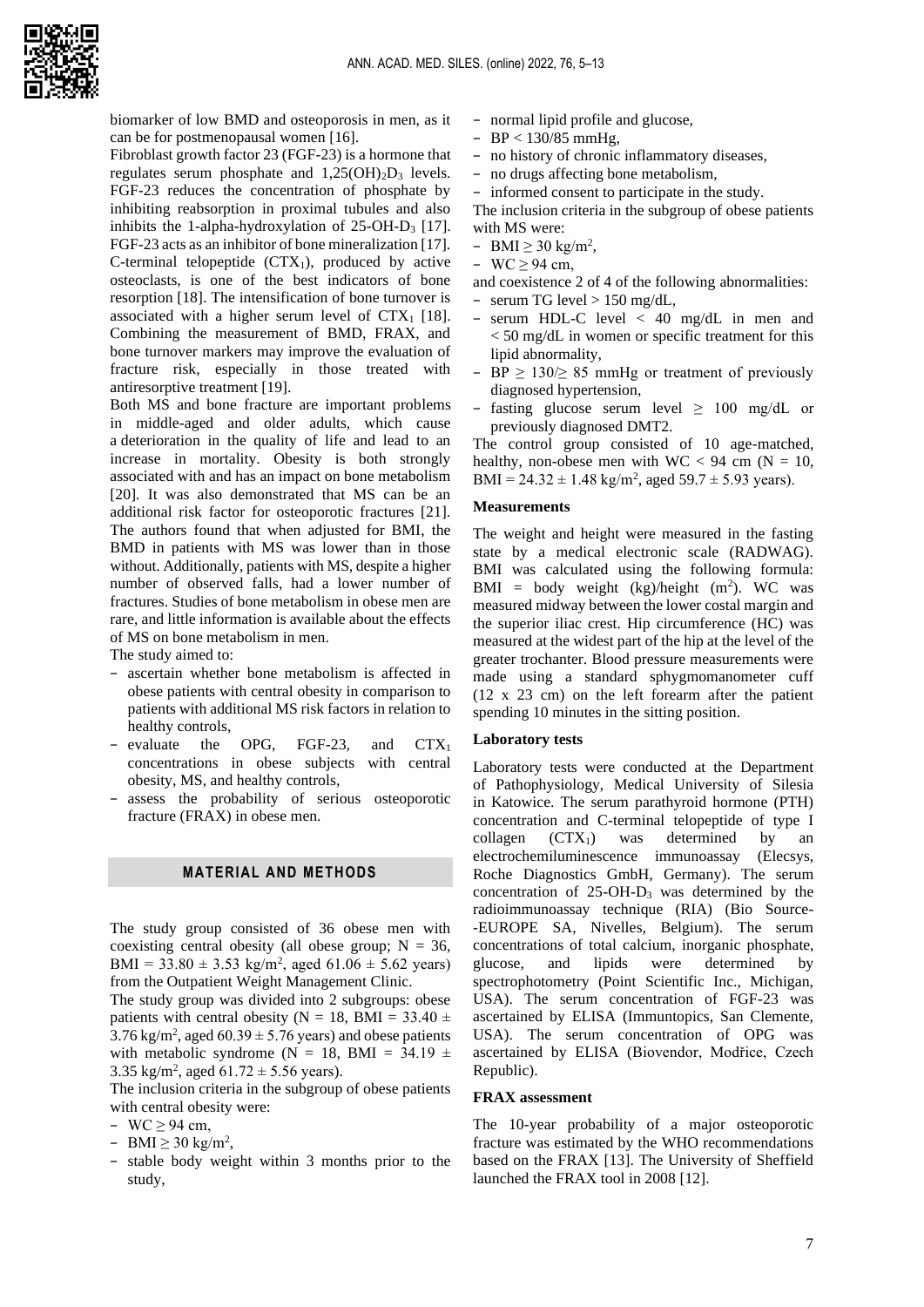biomarker of low BMD and osteoporosis in men, as it can be for postmenopausal women [16].

Fibroblast growth factor 23 (FGF-23) is a hormone that regulates serum phosphate and $1,25(OH)_2D_3$ levels. FGF-23 reduces the concentration of phosphate by inhibiting reabsorption in proximal tubules and also inhibits the 1-alpha-hydroxylation of 25-OH-$D_3$ [17]. FGF-23 acts as an inhibitor of bone mineralization [17]. C-terminal telopeptide ($CTX_1$), produced by active osteoclasts, is one of the best indicators of bone resorption [18]. The intensification of bone turnover is associated with a higher serum level of $CTX_1$ [18]. Combining the measurement of BMD, FRAX, and bone turnover markers may improve the evaluation of fracture risk, especially in those treated with antiresorptive treatment [19].

Both MS and bone fracture are important problems in middle-aged and older adults, which cause a deterioration in the quality of life and lead to an increase in mortality. Obesity is both strongly associated with and has an impact on bone metabolism [20]. It was also demonstrated that MS can be an additional risk factor for osteoporotic fractures [21]. The authors found that when adjusted for BMI, the BMD in patients with MS was lower than in those without. Additionally, patients with MS, despite a higher number of observed falls, had a lower number of fractures. Studies of bone metabolism in obese men are rare, and little information is available about the effects of MS on bone metabolism in men.

The study aimed to:

- ascertain whether bone metabolism is affected in obese patients with central obesity in comparison to patients with additional MS risk factors in relation to healthy controls,
- evaluate the OPG, FGF-23, and $CTX_1$ concentrations in obese subjects with central obesity, MS, and healthy controls,
- assess the probability of serious osteoporotic fracture (FRAX) in obese men.

## MATERIAL AND METHODS

The study group consisted of 36 obese men with coexisting central obesity (all obese group; N = 36, BMI = 33.80 ± 3.53 kg/m$^2$, aged 61.06 ± 5.62 years) from the Outpatient Weight Management Clinic.

The study group was divided into 2 subgroups: obese patients with central obesity (N = 18, BMI = 33.40 ± 3.76 kg/m$^2$, aged 60.39 ± 5.76 years) and obese patients with metabolic syndrome (N = 18, BMI = 34.19 ± 3.35 kg/m$^2$, aged 61.72 ± 5.56 years).

The inclusion criteria in the subgroup of obese patients with central obesity were:

- WC ≥ 94 cm,
- BMI ≥ 30 kg/m$^2$,
- stable body weight within 3 months prior to the study,
- normal lipid profile and glucose,
- BP < 130/85 mmHg,
- no history of chronic inflammatory diseases,
- no drugs affecting bone metabolism,
- informed consent to participate in the study.

The inclusion criteria in the subgroup of obese patients with MS were:

- BMI ≥ 30 kg/m$^2$,
- WC ≥ 94 cm,

and coexistence 2 of 4 of the following abnormalities:

- serum TG level > 150 mg/dL,
- serum HDL-C level < 40 mg/dL in men and < 50 mg/dL in women or specific treatment for this lipid abnormality,
- BP ≥ 130/≥ 85 mmHg or treatment of previously diagnosed hypertension,
- fasting glucose serum level ≥ 100 mg/dL or previously diagnosed DMT2.

The control group consisted of 10 age-matched, healthy, non-obese men with WC < 94 cm (N = 10, BMI = 24.32 ± 1.48 kg/m$^2$, aged 59.7 ± 5.93 years).

### Measurements

The weight and height were measured in the fasting state by a medical electronic scale (RADWAG). BMI was calculated using the following formula: BMI = body weight (kg)/height (m$^2$). WC was measured midway between the lower costal margin and the superior iliac crest. Hip circumference (HC) was measured at the widest part of the hip at the level of the greater trochanter. Blood pressure measurements were made using a standard sphygmomanometer cuff (12 x 23 cm) on the left forearm after the patient spending 10 minutes in the sitting position.

### Laboratory tests

Laboratory tests were conducted at the Department of Pathophysiology, Medical University of Silesia in Katowice. The serum parathyroid hormone (PTH) concentration and C-terminal telopeptide of type I collagen ($CTX_1$) was determined by an electrochemiluminescence immunoassay (Elecsys, Roche Diagnostics GmbH, Germany). The serum concentration of 25-OH-$D_3$ was determined by the radioimmunoassay technique (RIA) (Bio Source--EUROPE SA, Nivelles, Belgium). The serum concentrations of total calcium, inorganic phosphate, glucose, and lipids were determined by spectrophotometry (Point Scientific Inc., Michigan, USA). The serum concentration of FGF-23 was ascertained by ELISA (Immuntopics, San Clemente, USA). The serum concentration of OPG was ascertained by ELISA (Biovendor, Modřice, Czech Republic).

### FRAX assessment

The 10-year probability of a major osteoporotic fracture was estimated by the WHO recommendations based on the FRAX [13]. The University of Sheffield launched the FRAX tool in 2008 [12].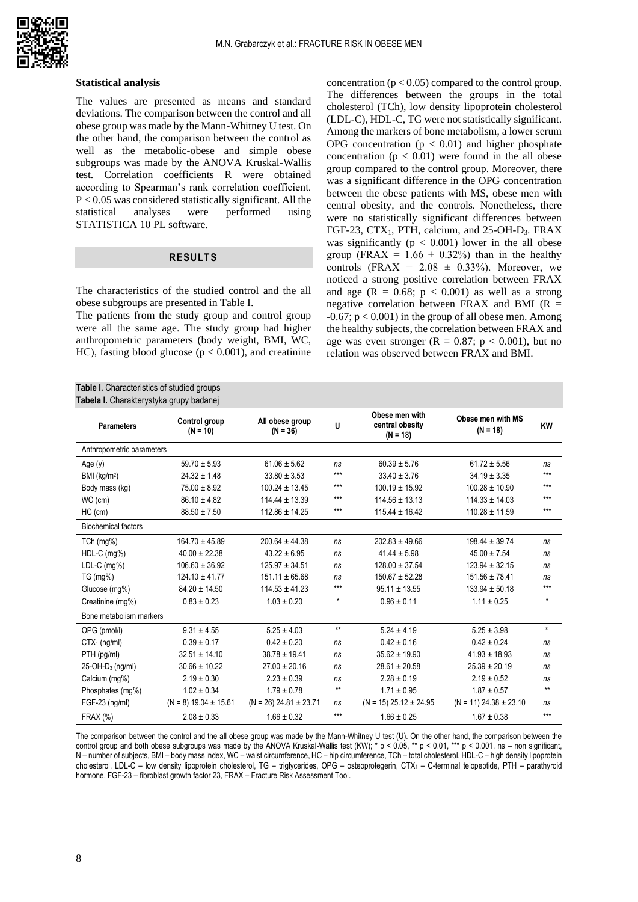### Statistical analysis

The values are presented as means and standard deviations. The comparison between the control and all obese group was made by the Mann-Whitney U test. On the other hand, the comparison between the control as well as the metabolic-obese and simple obese subgroups was made by the ANOVA Kruskal-Wallis test. Correlation coefficients R were obtained according to Spearman's rank correlation coefficient. $P < 0.05$ was considered statistically significant. All the statistical analyses were performed using STATISTICA 10 PL software.

## RESULTS

The characteristics of the studied control and the all obese subgroups are presented in Table I.

The patients from the study group and control group were all the same age. The study group had higher anthropometric parameters (body weight, BMI, WC, HC), fasting blood glucose ($p < 0.001$), and creatinine concentration ($p < 0.05$) compared to the control group. The differences between the groups in the total cholesterol (TCh), low density lipoprotein cholesterol (LDL-C), HDL-C, TG were not statistically significant. Among the markers of bone metabolism, a lower serum OPG concentration ($p < 0.01$) and higher phosphate concentration ($p < 0.01$) were found in the all obese group compared to the control group. Moreover, there was a significant difference in the OPG concentration between the obese patients with MS, obese men with central obesity, and the controls. Nonetheless, there were no statistically significant differences between FGF-23, $CTX_1$, PTH, calcium, and 25-OH-$D_3$. FRAX was significantly ($p < 0.001$) lower in the all obese group (FRAX = $1.66 \pm 0.32\%$) than in the healthy controls (FRAX = $2.08 \pm 0.33\%$). Moreover, we noticed a strong positive correlation between FRAX and age ($R = 0.68$; $p < 0.001$) as well as a strong negative correlation between FRAX and BMI ($R = -0.67$; $p < 0.001$) in the group of all obese men. Among the healthy subjects, the correlation between FRAX and age was even stronger ($R = 0.87$; $p < 0.001$), but no relation was observed between FRAX and BMI.

**Table I.** Characteristics of studied groups
**Tabela I.** Charakterystyka grupy badanej

| Parameters | Control group (N = 10) | All obese group (N = 36) | U | Obese men with central obesity (N = 18) | Obese men with MS (N = 18) | KW |
|---|---|---|---|---|---|---|
| Anthropometric parameters | | | | | | |
| Age (y) | 59.70 ± 5.93 | 61.06 ± 5.62 | ns | 60.39 ± 5.76 | 61.72 ± 5.56 | ns |
| BMI (kg/m²) | 24.32 ± 1.48 | 33.80 ± 3.53 | *** | 33.40 ± 3.76 | 34.19 ± 3.35 | *** |
| Body mass (kg) | 75.00 ± 8.92 | 100.24 ± 13.45 | *** | 100.19 ± 15.92 | 100.28 ± 10.90 | *** |
| WC (cm) | 86.10 ± 4.82 | 114.44 ± 13.39 | *** | 114.56 ± 13.13 | 114.33 ± 14.03 | *** |
| HC (cm) | 88.50 ± 7.50 | 112.86 ± 14.25 | *** | 115.44 ± 16.42 | 110.28 ± 11.59 | *** |
| Biochemical factors | | | | | | |
| TCh (mg%) | 164.70 ± 45.89 | 200.64 ± 44.38 | ns | 202.83 ± 49.66 | 198.44 ± 39.74 | ns |
| HDL-C (mg%) | 40.00 ± 22.38 | 43.22 ± 6.95 | ns | 41.44 ± 5.98 | 45.00 ± 7.54 | ns |
| LDL-C (mg%) | 106.60 ± 36.92 | 125.97 ± 34.51 | ns | 128.00 ± 37.54 | 123.94 ± 32.15 | ns |
| TG (mg%) | 124.10 ± 41.77 | 151.11 ± 65.68 | ns | 150.67 ± 52.28 | 151.56 ± 78.41 | ns |
| Glucose (mg%) | 84.20 ± 14.50 | 114.53 ± 41.23 | *** | 95.11 ± 13.55 | 133.94 ± 50.18 | *** |
| Creatinine (mg%) | 0.83 ± 0.23 | 1.03 ± 0.20 | * | 0.96 ± 0.11 | 1.11 ± 0.25 | * |
| Bone metabolism markers | | | | | | |
| OPG (pmol/l) | 9.31 ± 4.55 | 5.25 ± 4.03 | ** | 5.24 ± 4.19 | 5.25 ± 3.98 | * |
| $CTX_1$ (ng/ml) | 0.39 ± 0.17 | 0.42 ± 0.20 | ns | 0.42 ± 0.16 | 0.42 ± 0.24 | ns |
| PTH (pg/ml) | 32.51 ± 14.10 | 38.78 ± 19.41 | ns | 35.62 ± 19.90 | 41.93 ± 18.93 | ns |
| 25-OH-$D_3$ (ng/ml) | 30.66 ± 10.22 | 27.00 ± 20.16 | ns | 28.61 ± 20.58 | 25.39 ± 20.19 | ns |
| Calcium (mg%) | 2.19 ± 0.30 | 2.23 ± 0.39 | ns | 2.28 ± 0.19 | 2.19 ± 0.52 | ns |
| Phosphates (mg%) | 1.02 ± 0.34 | 1.79 ± 0.78 | ** | 1.71 ± 0.95 | 1.87 ± 0.57 | ** |
| FGF-23 (ng/ml) | (N = 8) 19.04 ± 15.61 | (N = 26) 24.81 ± 23.71 | ns | (N = 15) 25.12 ± 24.95 | (N = 11) 24.38 ± 23.10 | ns |
| FRAX (%) | 2.08 ± 0.33 | 1.66 ± 0.32 | *** | 1.66 ± 0.25 | 1.67 ± 0.38 | *** |

The comparison between the control and the all obese group was made by the Mann-Whitney U test (U). On the other hand, the comparison between the control group and both obese subgroups was made by the ANOVA Kruskal-Wallis test (KW); * $p < 0.05$, ** $p < 0.01$, *** $p < 0.001$, ns – non significant, N – number of subjects, BMI – body mass index, WC – waist circumference, HC – hip circumference, TCh – total cholesterol, HDL-C – high density lipoprotein cholesterol, LDL-C – low density lipoprotein cholesterol, TG – triglycerides, OPG – osteoprotegerin, $CTX_1$ – C-terminal telopeptide, PTH – parathyroid hormone, FGF-23 – fibroblast growth factor 23, FRAX – Fracture Risk Assessment Tool.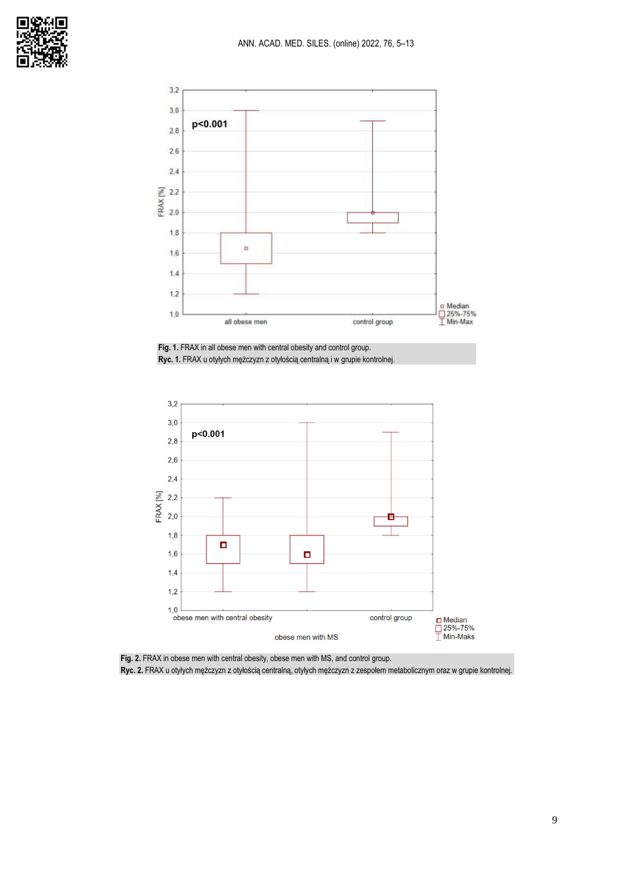**Fig. 1.** FRAX in all obese men with central obesity and control group.
**Ryc. 1.** FRAX u otyłych mężczyzn z otyłością centralną i w grupie kontrolnej.

**Fig. 2.** FRAX in obese men with central obesity, obese men with MS, and control group.
**Ryc. 2.** FRAX u otyłych mężczyzn z otyłością centralną, otyłych mężczyzn z zespołem metabolicznym oraz w grupie kontrolnej.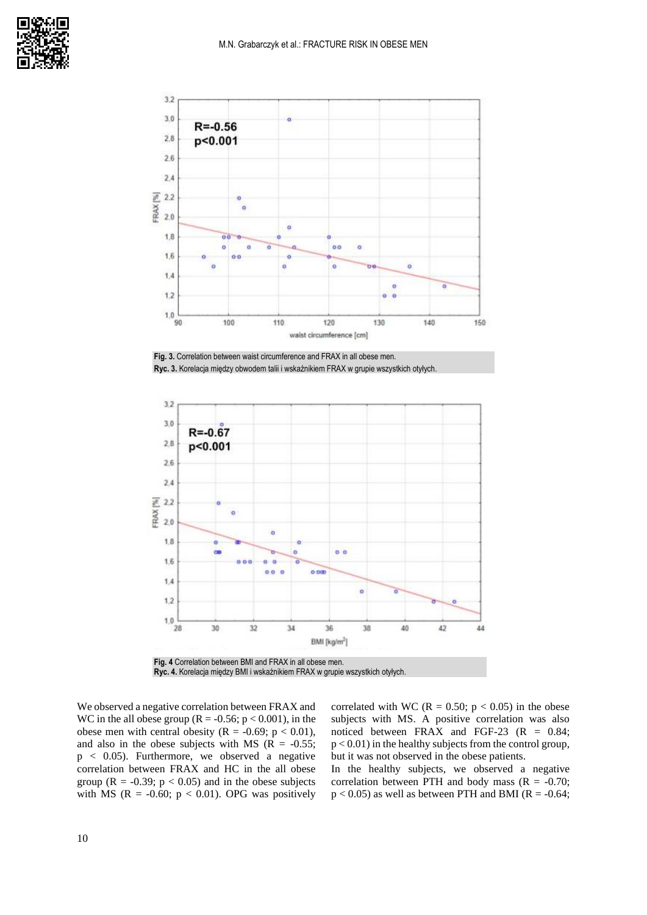Fig. 3. Correlation between waist circumference and FRAX in all obese men.
Ryc. 3. Korelacja między obwodem talii i wskaźnikiem FRAX w grupie wszystkich otyłych.

Fig. 4 Correlation between BMI and FRAX in all obese men.
Ryc. 4. Korelacja między BMI i wskaźnikiem FRAX w grupie wszystkich otyłych.

We observed a negative correlation between FRAX and WC in the all obese group ($R = -0.56$; $p < 0.001$), in the obese men with central obesity ($R = -0.69$; $p < 0.01$), and also in the obese subjects with MS ($R = -0.55$; $p < 0.05$). Furthermore, we observed a negative correlation between FRAX and HC in the all obese group ($R = -0.39$; $p < 0.05$) and in the obese subjects with MS ($R = -0.60$; $p < 0.01$). OPG was positively correlated with WC ($R = 0.50$; $p < 0.05$) in the obese subjects with MS. A positive correlation was also noticed between FRAX and FGF-23 ($R = 0.84$; $p < 0.01$) in the healthy subjects from the control group, but it was not observed in the obese patients.

In the healthy subjects, we observed a negative correlation between PTH and body mass ($R = -0.70$; $p < 0.05$) as well as between PTH and BMI ($R = -0.64$;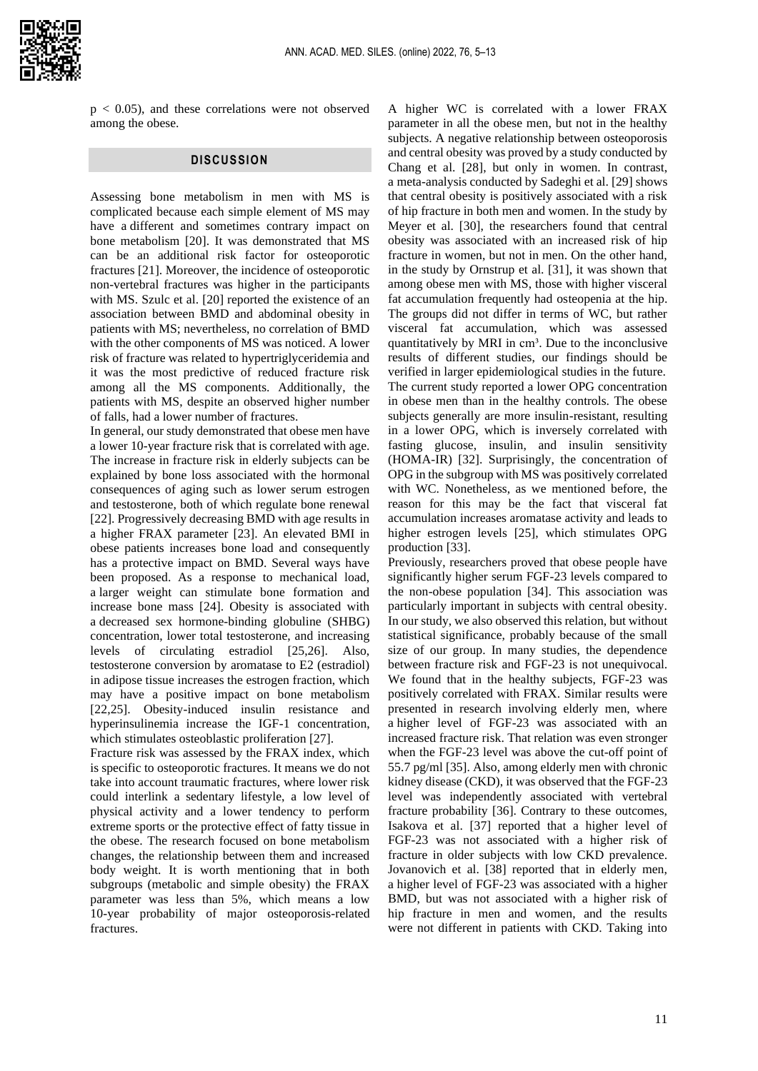$p < 0.05$), and these correlations were not observed among the obese.

## DISCUSSION

Assessing bone metabolism in men with MS is complicated because each simple element of MS may have a different and sometimes contrary impact on bone metabolism [20]. It was demonstrated that MS can be an additional risk factor for osteoporotic fractures [21]. Moreover, the incidence of osteoporotic non-vertebral fractures was higher in the participants with MS. Szulc et al. [20] reported the existence of an association between BMD and abdominal obesity in patients with MS; nevertheless, no correlation of BMD with the other components of MS was noticed. A lower risk of fracture was related to hypertriglyceridemia and it was the most predictive of reduced fracture risk among all the MS components. Additionally, the patients with MS, despite an observed higher number of falls, had a lower number of fractures.

In general, our study demonstrated that obese men have a lower 10-year fracture risk that is correlated with age. The increase in fracture risk in elderly subjects can be explained by bone loss associated with the hormonal consequences of aging such as lower serum estrogen and testosterone, both of which regulate bone renewal [22]. Progressively decreasing BMD with age results in a higher FRAX parameter [23]. An elevated BMI in obese patients increases bone load and consequently has a protective impact on BMD. Several ways have been proposed. As a response to mechanical load, a larger weight can stimulate bone formation and increase bone mass [24]. Obesity is associated with a decreased sex hormone-binding globuline (SHBG) concentration, lower total testosterone, and increasing levels of circulating estradiol [25,26]. Also, testosterone conversion by aromatase to E2 (estradiol) in adipose tissue increases the estrogen fraction, which may have a positive impact on bone metabolism [22,25]. Obesity-induced insulin resistance and hyperinsulinemia increase the IGF-1 concentration, which stimulates osteoblastic proliferation [27].

Fracture risk was assessed by the FRAX index, which is specific to osteoporotic fractures. It means we do not take into account traumatic fractures, where lower risk could interlink a sedentary lifestyle, a low level of physical activity and a lower tendency to perform extreme sports or the protective effect of fatty tissue in the obese. The research focused on bone metabolism changes, the relationship between them and increased body weight. It is worth mentioning that in both subgroups (metabolic and simple obesity) the FRAX parameter was less than 5%, which means a low 10-year probability of major osteoporosis-related fractures.

A higher WC is correlated with a lower FRAX parameter in all the obese men, but not in the healthy subjects. A negative relationship between osteoporosis and central obesity was proved by a study conducted by Chang et al. [28], but only in women. In contrast, a meta-analysis conducted by Sadeghi et al. [29] shows that central obesity is positively associated with a risk of hip fracture in both men and women. In the study by Meyer et al. [30], the researchers found that central obesity was associated with an increased risk of hip fracture in women, but not in men. On the other hand, in the study by Ornstrup et al. [31], it was shown that among obese men with MS, those with higher visceral fat accumulation frequently had osteopenia at the hip. The groups did not differ in terms of WC, but rather visceral fat accumulation, which was assessed quantitatively by MRI in $cm^3$. Due to the inconclusive results of different studies, our findings should be verified in larger epidemiological studies in the future.

The current study reported a lower OPG concentration in obese men than in the healthy controls. The obese subjects generally are more insulin-resistant, resulting in a lower OPG, which is inversely correlated with fasting glucose, insulin, and insulin sensitivity (HOMA-IR) [32]. Surprisingly, the concentration of OPG in the subgroup with MS was positively correlated with WC. Nonetheless, as we mentioned before, the reason for this may be the fact that visceral fat accumulation increases aromatase activity and leads to higher estrogen levels [25], which stimulates OPG production [33].

Previously, researchers proved that obese people have significantly higher serum FGF-23 levels compared to the non-obese population [34]. This association was particularly important in subjects with central obesity. In our study, we also observed this relation, but without statistical significance, probably because of the small size of our group. In many studies, the dependence between fracture risk and FGF-23 is not unequivocal. We found that in the healthy subjects, FGF-23 was positively correlated with FRAX. Similar results were presented in research involving elderly men, where a higher level of FGF-23 was associated with an increased fracture risk. That relation was even stronger when the FGF-23 level was above the cut-off point of 55.7 pg/ml [35]. Also, among elderly men with chronic kidney disease (CKD), it was observed that the FGF-23 level was independently associated with vertebral fracture probability [36]. Contrary to these outcomes, Isakova et al. [37] reported that a higher level of FGF-23 was not associated with a higher risk of fracture in older subjects with low CKD prevalence. Jovanovich et al. [38] reported that in elderly men, a higher level of FGF-23 was associated with a higher BMD, but was not associated with a higher risk of hip fracture in men and women, and the results were not different in patients with CKD. Taking into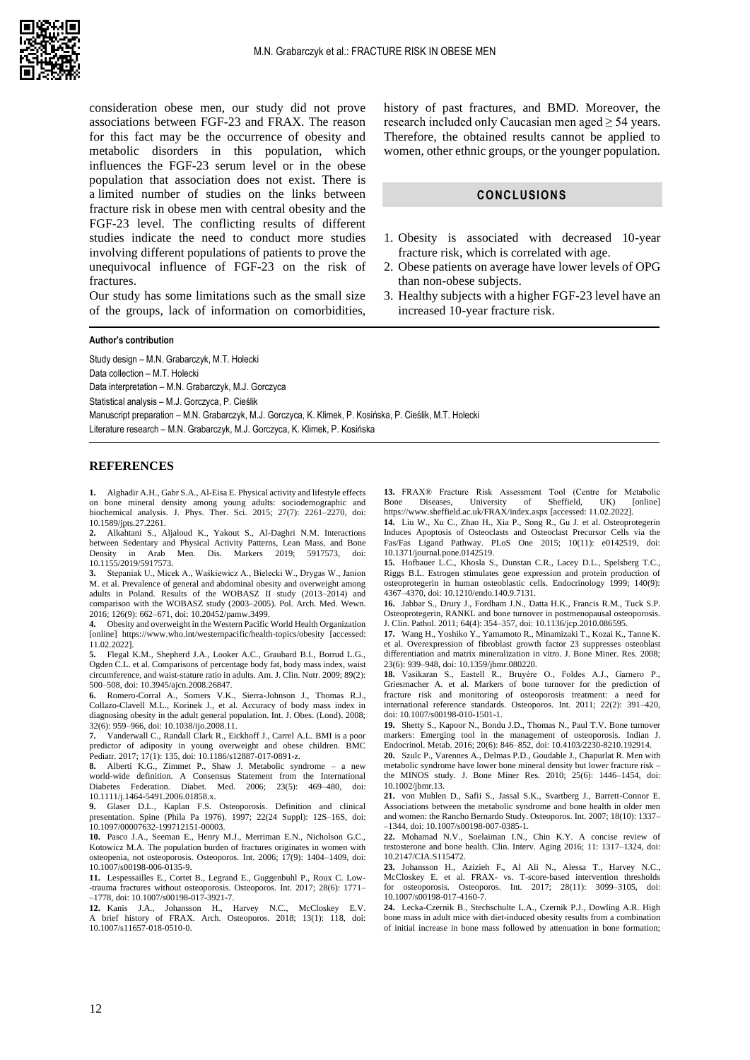consideration obese men, our study did not prove associations between FGF-23 and FRAX. The reason for this fact may be the occurrence of obesity and metabolic disorders in this population, which influences the FGF-23 serum level or in the obese population that association does not exist. There is a limited number of studies on the links between fracture risk in obese men with central obesity and the FGF-23 level. The conflicting results of different studies indicate the need to conduct more studies involving different populations of patients to prove the unequivocal influence of FGF-23 on the risk of fractures.

Our study has some limitations such as the small size of the groups, lack of information on comorbidities, history of past fractures, and BMD. Moreover, the research included only Caucasian men aged ≥ 54 years. Therefore, the obtained results cannot be applied to women, other ethnic groups, or the younger population.

## CONCLUSIONS

1. Obesity is associated with decreased 10-year fracture risk, which is correlated with age.
2. Obese patients on average have lower levels of OPG than non-obese subjects.
3. Healthy subjects with a higher FGF-23 level have an increased 10-year fracture risk.

**Author's contribution**

Study design – M.N. Grabarczyk, M.T. Holecki
Data collection – M.T. Holecki
Data interpretation – M.N. Grabarczyk, M.J. Gorczyca
Statistical analysis – M.J. Gorczyca, P. Cieślik
Manuscript preparation – M.N. Grabarczyk, M.J. Gorczyca, K. Klimek, P. Kosińska, P. Cieślik, M.T. Holecki
Literature research – M.N. Grabarczyk, M.J. Gorczyca, K. Klimek, P. Kosińska

## REFERENCES

**1.** Alghadir A.H., Gabr S.A., Al-Eisa E. Physical activity and lifestyle effects on bone mineral density among young adults: sociodemographic and biochemical analysis. J. Phys. Ther. Sci. 2015; 27(7): 2261–2270, doi: 10.1589/jpts.27.2261.

**2.** Alkahtani S., Aljaloud K., Yakout S., Al-Daghri N.M. Interactions between Sedentary and Physical Activity Patterns, Lean Mass, and Bone Density in Arab Men. Dis. Markers 2019; 5917573, doi: 10.1155/2019/5917573.

**3.** Stepaniak U., Micek A., Waśkiewicz A., Bielecki W., Drygas W., Janion M. et al. Prevalence of general and abdominal obesity and overweight among adults in Poland. Results of the WOBASZ II study (2013–2014) and comparison with the WOBASZ study (2003–2005). Pol. Arch. Med. Wewn. 2016; 126(9): 662–671, doi: 10.20452/pamw.3499.

**4.** Obesity and overweight in the Western Pacific World Health Organization [online] https://www.who.int/westernpacific/health-topics/obesity [accessed: 11.02.2022].

**5.** Flegal K.M., Shepherd J.A., Looker A.C., Graubard B.I., Borrud L.G., Ogden C.L. et al. Comparisons of percentage body fat, body mass index, waist circumference, and waist-stature ratio in adults. Am. J. Clin. Nutr. 2009; 89(2): 500–508, doi: 10.3945/ajcn.2008.26847.

**6.** Romero-Corral A., Somers V.K., Sierra-Johnson J., Thomas R.J., Collazo-Clavell M.L., Korinek J., et al. Accuracy of body mass index in diagnosing obesity in the adult general population. Int. J. Obes. (Lond). 2008; 32(6): 959–966, doi: 10.1038/ijo.2008.11.

**7.** Vanderwall C., Randall Clark R., Eickhoff J., Carrel A.L. BMI is a poor predictor of adiposity in young overweight and obese children. BMC Pediatr. 2017; 17(1): 135, doi: 10.1186/s12887-017-0891-z.

**8.** Alberti K.G., Zimmet P., Shaw J. Metabolic syndrome – a new world-wide definition. A Consensus Statement from the International Diabetes Federation. Diabet. Med. 2006; 23(5): 469–480, doi: 10.1111/j.1464-5491.2006.01858.x.

**9.** Glaser D.L., Kaplan F.S. Osteoporosis. Definition and clinical presentation. Spine (Phila Pa 1976). 1997; 22(24 Suppl): 12S–16S, doi: 10.1097/00007632-199712151-00003.

**10.** Pasco J.A., Seeman E., Henry M.J., Merriman E.N., Nicholson G.C., Kotowicz M.A. The population burden of fractures originates in women with osteopenia, not osteoporosis. Osteoporos. Int. 2006; 17(9): 1404–1409, doi: 10.1007/s00198-006-0135-9.

**11.** Lespessailles E., Cortet B., Legrand E., Guggenbuhl P., Roux C. Low--trauma fractures without osteoporosis. Osteoporos. Int. 2017; 28(6): 1771–1778, doi: 10.1007/s00198-017-3921-7.

**12.** Kanis J.A., Johansson H., Harvey N.C., McCloskey E.V. A brief history of FRAX. Arch. Osteoporos. 2018; 13(1): 118, doi: 10.1007/s11657-018-0510-0.

**13.** FRAX® Fracture Risk Assessment Tool (Centre for Metabolic Bone Diseases, University of Sheffield, UK) [online] https://www.sheffield.ac.uk/FRAX/index.aspx [accessed: 11.02.2022].

**14.** Liu W., Xu C., Zhao H., Xia P., Song R., Gu J. et al. Osteoprotegerin Induces Apoptosis of Osteoclasts and Osteoclast Precursor Cells via the Fas/Fas Ligand Pathway. PLoS One 2015; 10(11): e0142519, doi: 10.1371/journal.pone.0142519.

**15.** Hofbauer L.C., Khosla S., Dunstan C.R., Lacey D.L., Spelsberg T.C., Riggs B.L. Estrogen stimulates gene expression and protein production of osteoprotegerin in human osteoblastic cells. Endocrinology 1999; 140(9): 4367–4370, doi: 10.1210/endo.140.9.7131.

**16.** Jabbar S., Drury J., Fordham J.N., Datta H.K., Francis R.M., Tuck S.P. Osteoprotegerin, RANKL and bone turnover in postmenopausal osteoporosis. J. Clin. Pathol. 2011; 64(4): 354–357, doi: 10.1136/jcp.2010.086595.

**17.** Wang H., Yoshiko Y., Yamamoto R., Minamizaki T., Kozai K., Tanne K. et al. Overexpression of fibroblast growth factor 23 suppresses osteoblast differentiation and matrix mineralization in vitro. J. Bone Miner. Res. 2008; 23(6): 939–948, doi: 10.1359/jbmr.080220.

**18.** Vasikaran S., Eastell R., Bruyère O., Foldes A.J., Garnero P., Griesmacher A. et al. Markers of bone turnover for the prediction of fracture risk and monitoring of osteoporosis treatment: a need for international reference standards. Osteoporos. Int. 2011; 22(2): 391–420, doi: 10.1007/s00198-010-1501-1.

**19.** Shetty S., Kapoor N., Bondu J.D., Thomas N., Paul T.V. Bone turnover markers: Emerging tool in the management of osteoporosis. Indian J. Endocrinol. Metab. 2016; 20(6): 846–852, doi: 10.4103/2230-8210.192914.

**20.** Szulc P., Varennes A., Delmas P.D., Goudable J., Chapurlat R. Men with metabolic syndrome have lower bone mineral density but lower fracture risk – the MINOS study. J. Bone Miner Res. 2010; 25(6): 1446–1454, doi: 10.1002/jbmr.13.

**21.** von Muhlen D., Safii S., Jassal S.K., Svartberg J., Barrett-Connor E. Associations between the metabolic syndrome and bone health in older men and women: the Rancho Bernardo Study. Osteoporos. Int. 2007; 18(10): 1337–1344, doi: 10.1007/s00198-007-0385-1.

**22.** Mohamad N.V., Soelaiman I.N., Chin K.Y. A concise review of testosterone and bone health. Clin. Interv. Aging 2016; 11: 1317–1324, doi: 10.2147/CIA.S115472.

**23.** Johansson H., Azizieh F., Al Ali N., Alessa T., Harvey N.C., McCloskey E. et al. FRAX- vs. T-score-based intervention thresholds for osteoporosis. Osteoporos. Int. 2017; 28(11): 3099–3105, doi: 10.1007/s00198-017-4160-7.

**24.** Lecka-Czernik B., Stechschulte L.A., Czernik P.J., Dowling A.R. High bone mass in adult mice with diet-induced obesity results from a combination of initial increase in bone mass followed by attenuation in bone formation;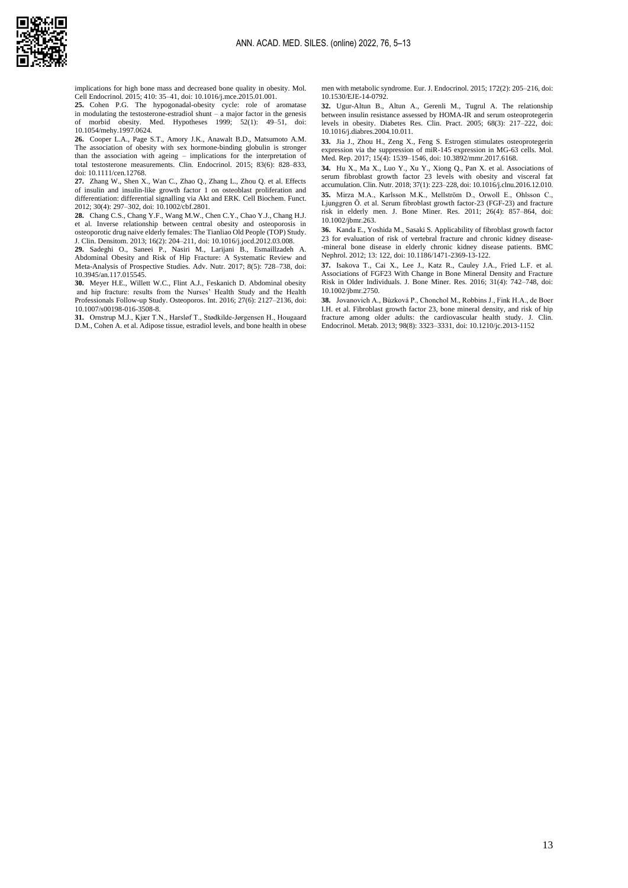implications for high bone mass and decreased bone quality in obesity. Mol. Cell Endocrinol. 2015; 410: 35–41, doi: 10.1016/j.mce.2015.01.001.

**25.** Cohen P.G. The hypogonadal-obesity cycle: role of aromatase in modulating the testosterone-estradiol shunt – a major factor in the genesis of morbid obesity. Med. Hypotheses 1999; 52(1): 49–51, doi: 10.1054/mehy.1997.0624.

**26.** Cooper L.A., Page S.T., Amory J.K., Anawalt B.D., Matsumoto A.M. The association of obesity with sex hormone-binding globulin is stronger than the association with ageing – implications for the interpretation of total testosterone measurements. Clin. Endocrinol. 2015; 83(6): 828–833, doi: 10.1111/cen.12768.

**27.** Zhang W., Shen X., Wan C., Zhao Q., Zhang L., Zhou Q. et al. Effects of insulin and insulin-like growth factor 1 on osteoblast proliferation and differentiation: differential signalling via Akt and ERK. Cell Biochem. Funct. 2012; 30(4): 297–302, doi: 10.1002/cbf.2801.

**28.** Chang C.S., Chang Y.F., Wang M.W., Chen C.Y., Chao Y.J., Chang H.J. et al. Inverse relationship between central obesity and osteoporosis in osteoporotic drug naive elderly females: The Tianliao Old People (TOP) Study. J. Clin. Densitom. 2013; 16(2): 204–211, doi: 10.1016/j.jocd.2012.03.008.

**29.** Sadeghi O., Saneei P., Nasiri M., Larijani B., Esmaillzadeh A. Abdominal Obesity and Risk of Hip Fracture: A Systematic Review and Meta-Analysis of Prospective Studies. Adv. Nutr. 2017; 8(5): 728–738, doi: 10.3945/an.117.015545.

**30.** Meyer H.E., Willett W.C., Flint A.J., Feskanich D. Abdominal obesity and hip fracture: results from the Nurses' Health Study and the Health Professionals Follow-up Study. Osteoporos. Int. 2016; 27(6): 2127–2136, doi: 10.1007/s00198-016-3508-8.

**31.** Ornstrup M.J., Kjær T.N., Harsløf T., Stødkilde-Jørgensen H., Hougaard D.M., Cohen A. et al. Adipose tissue, estradiol levels, and bone health in obese men with metabolic syndrome. Eur. J. Endocrinol. 2015; 172(2): 205–216, doi: 10.1530/EJE-14-0792.

**32.** Ugur-Altun B., Altun A., Gerenli M., Tugrul A. The relationship between insulin resistance assessed by HOMA-IR and serum osteoprotegerin levels in obesity. Diabetes Res. Clin. Pract. 2005; 68(3): 217–222, doi: 10.1016/j.diabres.2004.10.011.

**33.** Jia J., Zhou H., Zeng X., Feng S. Estrogen stimulates osteoprotegerin expression via the suppression of miR-145 expression in MG-63 cells. Mol. Med. Rep. 2017; 15(4): 1539–1546, doi: 10.3892/mmr.2017.6168.

**34.** Hu X., Ma X., Luo Y., Xu Y., Xiong Q., Pan X. et al. Associations of serum fibroblast growth factor 23 levels with obesity and visceral fat accumulation. Clin. Nutr. 2018; 37(1): 223–228, doi: 10.1016/j.clnu.2016.12.010.

**35.** Mirza M.A., Karlsson M.K., Mellström D., Orwoll E., Ohlsson C., Ljunggren Ö. et al. Serum fibroblast growth factor-23 (FGF-23) and fracture risk in elderly men. J. Bone Miner. Res. 2011; 26(4): 857–864, doi: 10.1002/jbmr.263.

**36.** Kanda E., Yoshida M., Sasaki S. Applicability of fibroblast growth factor 23 for evaluation of risk of vertebral fracture and chronic kidney disease--mineral bone disease in elderly chronic kidney disease patients. BMC Nephrol. 2012; 13: 122, doi: 10.1186/1471-2369-13-122.

**37.** Isakova T., Cai X., Lee J., Katz R., Cauley J.A., Fried L.F. et al. Associations of FGF23 With Change in Bone Mineral Density and Fracture Risk in Older Individuals. J. Bone Miner. Res. 2016; 31(4): 742–748, doi: 10.1002/jbmr.2750.

**38.** Jovanovich A., Bùzková P., Chonchol M., Robbins J., Fink H.A., de Boer I.H. et al. Fibroblast growth factor 23, bone mineral density, and risk of hip fracture among older adults: the cardiovascular health study. J. Clin. Endocrinol. Metab. 2013; 98(8): 3323–3331, doi: 10.1210/jc.2013-1152